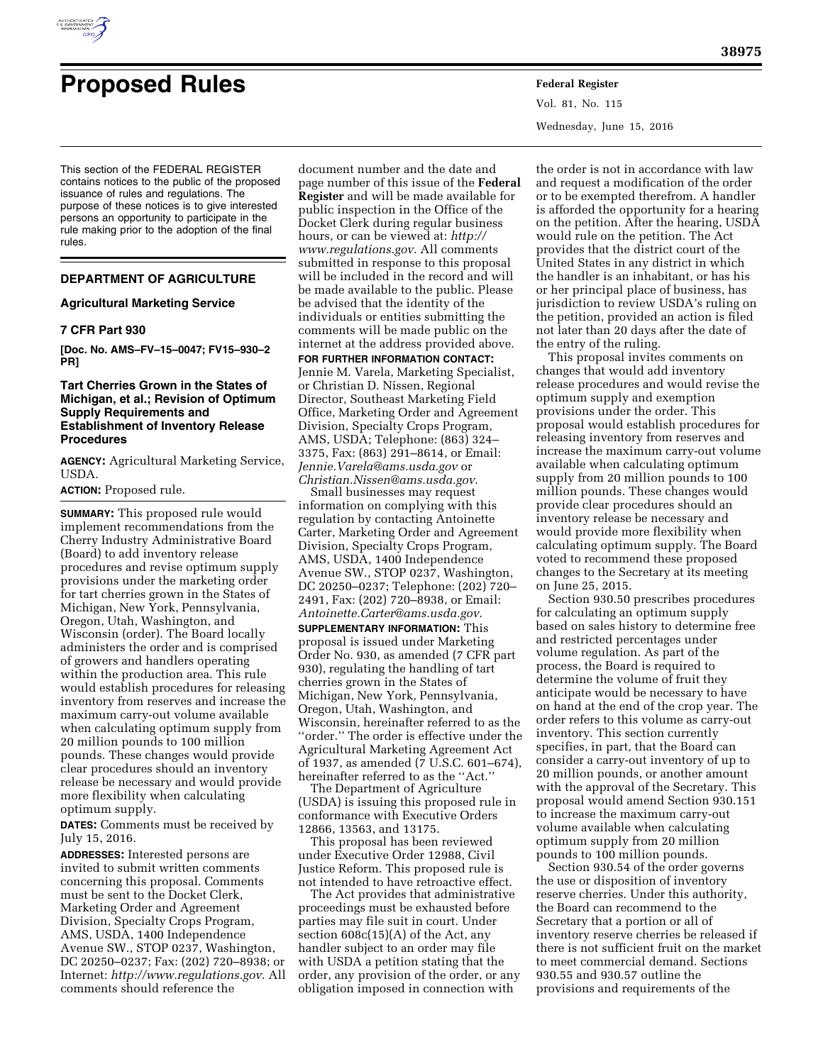# Proposed Rules

This section of the FEDERAL REGISTER contains notices to the public of the proposed issuance of rules and regulations. The purpose of these notices is to give interested persons an opportunity to participate in the rule making prior to the adoption of the final rules.

## DEPARTMENT OF AGRICULTURE

### Agricultural Marketing Service

### 7 CFR Part 930

**[Doc. No. AMS–FV–15–0047; FV15–930–2 PR]**

### Tart Cherries Grown in the States of Michigan, et al.; Revision of Optimum Supply Requirements and Establishment of Inventory Release Procedures

**AGENCY:** Agricultural Marketing Service, USDA.

**ACTION:** Proposed rule.

**SUMMARY:** This proposed rule would implement recommendations from the Cherry Industry Administrative Board (Board) to add inventory release procedures and revise optimum supply provisions under the marketing order for tart cherries grown in the States of Michigan, New York, Pennsylvania, Oregon, Utah, Washington, and Wisconsin (order). The Board locally administers the order and is comprised of growers and handlers operating within the production area. This rule would establish procedures for releasing inventory from reserves and increase the maximum carry-out volume available when calculating optimum supply from 20 million pounds to 100 million pounds. These changes would provide clear procedures should an inventory release be necessary and would provide more flexibility when calculating optimum supply.

**DATES:** Comments must be received by July 15, 2016.

**ADDRESSES:** Interested persons are invited to submit written comments concerning this proposal. Comments must be sent to the Docket Clerk, Marketing Order and Agreement Division, Specialty Crops Program, AMS, USDA, 1400 Independence Avenue SW., STOP 0237, Washington, DC 20250–0237; Fax: (202) 720–8938; or Internet: *http://www.regulations.gov*. All comments should reference the document number and the date and page number of this issue of the **Federal Register** and will be made available for public inspection in the Office of the Docket Clerk during regular business hours, or can be viewed at: *http://www.regulations.gov*. All comments submitted in response to this proposal will be included in the record and will be made available to the public. Please be advised that the identity of the individuals or entities submitting the comments will be made public on the internet at the address provided above.

**FOR FURTHER INFORMATION CONTACT:** Jennie M. Varela, Marketing Specialist, or Christian D. Nissen, Regional Director, Southeast Marketing Field Office, Marketing Order and Agreement Division, Specialty Crops Program, AMS, USDA; Telephone: (863) 324–3375, Fax: (863) 291–8614, or Email: *Jennie.Varela@ams.usda.gov* or *Christian.Nissen@ams.usda.gov*.

Small businesses may request information on complying with this regulation by contacting Antoinette Carter, Marketing Order and Agreement Division, Specialty Crops Program, AMS, USDA, 1400 Independence Avenue SW., STOP 0237, Washington, DC 20250–0237; Telephone: (202) 720–2491, Fax: (202) 720–8938, or Email: *Antoinette.Carter@ams.usda.gov*.

**SUPPLEMENTARY INFORMATION:** This proposal is issued under Marketing Order No. 930, as amended (7 CFR part 930), regulating the handling of tart cherries grown in the States of Michigan, New York, Pennsylvania, Oregon, Utah, Washington, and Wisconsin, hereinafter referred to as the ''order.'' The order is effective under the Agricultural Marketing Agreement Act of 1937, as amended (7 U.S.C. 601–674), hereinafter referred to as the ''Act.''

The Department of Agriculture (USDA) is issuing this proposed rule in conformance with Executive Orders 12866, 13563, and 13175.

This proposal has been reviewed under Executive Order 12988, Civil Justice Reform. This proposed rule is not intended to have retroactive effect.

The Act provides that administrative proceedings must be exhausted before parties may file suit in court. Under section 608c(15)(A) of the Act, any handler subject to an order may file with USDA a petition stating that the order, any provision of the order, or any obligation imposed in connection with the order is not in accordance with law and request a modification of the order or to be exempted therefrom. A handler is afforded the opportunity for a hearing on the petition. After the hearing, USDA would rule on the petition. The Act provides that the district court of the United States in any district in which the handler is an inhabitant, or has his or her principal place of business, has jurisdiction to review USDA's ruling on the petition, provided an action is filed not later than 20 days after the date of the entry of the ruling.

This proposal invites comments on changes that would add inventory release procedures and would revise the optimum supply and exemption provisions under the order. This proposal would establish procedures for releasing inventory from reserves and increase the maximum carry-out volume available when calculating optimum supply from 20 million pounds to 100 million pounds. These changes would provide clear procedures should an inventory release be necessary and would provide more flexibility when calculating optimum supply. The Board voted to recommend these proposed changes to the Secretary at its meeting on June 25, 2015.

Section 930.50 prescribes procedures for calculating an optimum supply based on sales history to determine free and restricted percentages under volume regulation. As part of the process, the Board is required to determine the volume of fruit they anticipate would be necessary to have on hand at the end of the crop year. The order refers to this volume as carry-out inventory. This section currently specifies, in part, that the Board can consider a carry-out inventory of up to 20 million pounds, or another amount with the approval of the Secretary. This proposal would amend Section 930.151 to increase the maximum carry-out volume available when calculating optimum supply from 20 million pounds to 100 million pounds.

Section 930.54 of the order governs the use or disposition of inventory reserve cherries. Under this authority, the Board can recommend to the Secretary that a portion or all of inventory reserve cherries be released if there is not sufficient fruit on the market to meet commercial demand. Sections 930.55 and 930.57 outline the provisions and requirements of the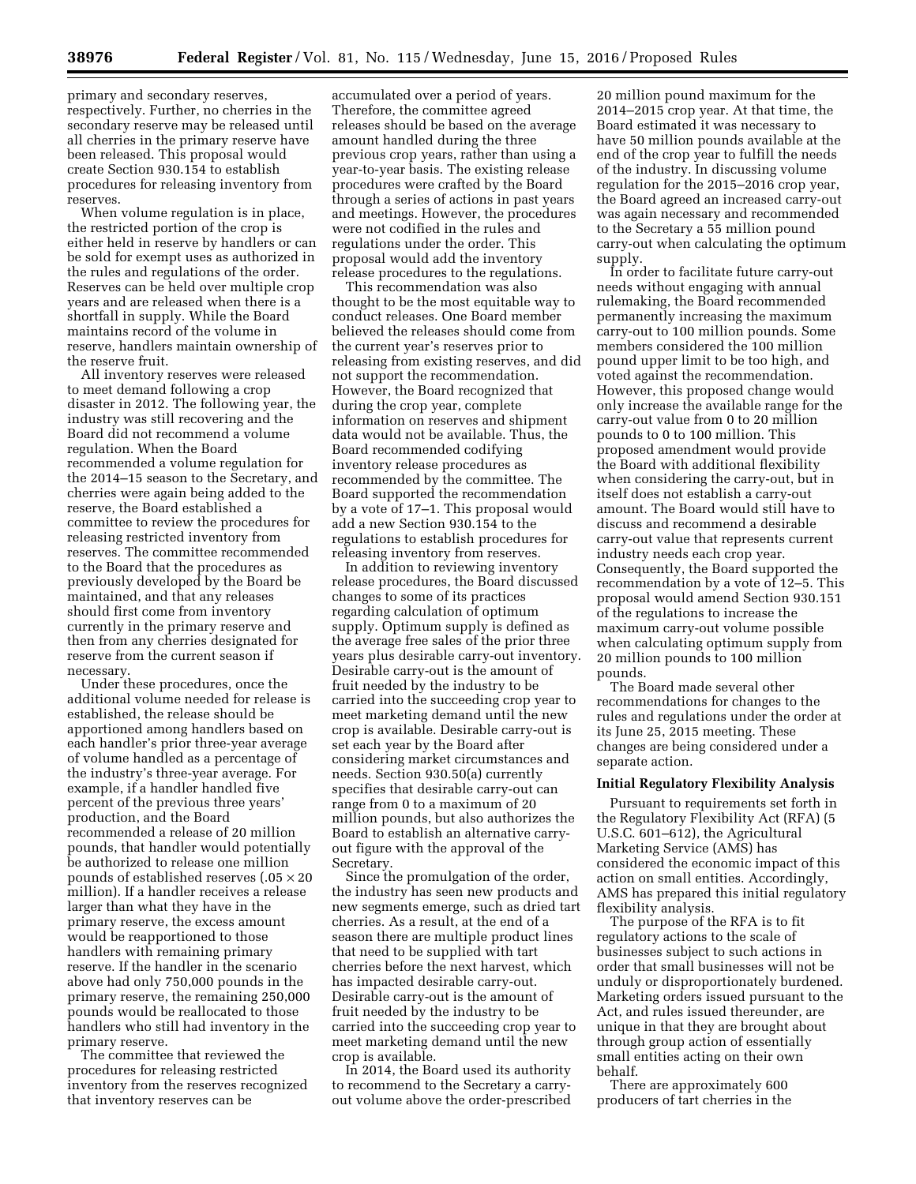primary and secondary reserves, respectively. Further, no cherries in the secondary reserve may be released until all cherries in the primary reserve have been released. This proposal would create Section 930.154 to establish procedures for releasing inventory from reserves.

When volume regulation is in place, the restricted portion of the crop is either held in reserve by handlers or can be sold for exempt uses as authorized in the rules and regulations of the order. Reserves can be held over multiple crop years and are released when there is a shortfall in supply. While the Board maintains record of the volume in reserve, handlers maintain ownership of the reserve fruit.

All inventory reserves were released to meet demand following a crop disaster in 2012. The following year, the industry was still recovering and the Board did not recommend a volume regulation. When the Board recommended a volume regulation for the 2014–15 season to the Secretary, and cherries were again being added to the reserve, the Board established a committee to review the procedures for releasing restricted inventory from reserves. The committee recommended to the Board that the procedures as previously developed by the Board be maintained, and that any releases should first come from inventory currently in the primary reserve and then from any cherries designated for reserve from the current season if necessary.

Under these procedures, once the additional volume needed for release is established, the release should be apportioned among handlers based on each handler's prior three-year average of volume handled as a percentage of the industry's three-year average. For example, if a handler handled five percent of the previous three years' production, and the Board recommended a release of 20 million pounds, that handler would potentially be authorized to release one million pounds of established reserves ($.05 \times 20$ million). If a handler receives a release larger than what they have in the primary reserve, the excess amount would be reapportioned to those handlers with remaining primary reserve. If the handler in the scenario above had only 750,000 pounds in the primary reserve, the remaining 250,000 pounds would be reallocated to those handlers who still had inventory in the primary reserve.

The committee that reviewed the procedures for releasing restricted inventory from the reserves recognized that inventory reserves can be accumulated over a period of years. Therefore, the committee agreed releases should be based on the average amount handled during the three previous crop years, rather than using a year-to-year basis. The existing release procedures were crafted by the Board through a series of actions in past years and meetings. However, the procedures were not codified in the rules and regulations under the order. This proposal would add the inventory release procedures to the regulations.

This recommendation was also thought to be the most equitable way to conduct releases. One Board member believed the releases should come from the current year's reserves prior to releasing from existing reserves, and did not support the recommendation. However, the Board recognized that during the crop year, complete information on reserves and shipment data would not be available. Thus, the Board recommended codifying inventory release procedures as recommended by the committee. The Board supported the recommendation by a vote of 17–1. This proposal would add a new Section 930.154 to the regulations to establish procedures for releasing inventory from reserves.

In addition to reviewing inventory release procedures, the Board discussed changes to some of its practices regarding calculation of optimum supply. Optimum supply is defined as the average free sales of the prior three years plus desirable carry-out inventory. Desirable carry-out is the amount of fruit needed by the industry to be carried into the succeeding crop year to meet marketing demand until the new crop is available. Desirable carry-out is set each year by the Board after considering market circumstances and needs. Section 930.50(a) currently specifies that desirable carry-out can range from 0 to a maximum of 20 million pounds, but also authorizes the Board to establish an alternative carry-out figure with the approval of the Secretary.

Since the promulgation of the order, the industry has seen new products and new segments emerge, such as dried tart cherries. As a result, at the end of a season there are multiple product lines that need to be supplied with tart cherries before the next harvest, which has impacted desirable carry-out. Desirable carry-out is the amount of fruit needed by the industry to be carried into the succeeding crop year to meet marketing demand until the new crop is available.

In 2014, the Board used its authority to recommend to the Secretary a carry-out volume above the order-prescribed 20 million pound maximum for the 2014–2015 crop year. At that time, the Board estimated it was necessary to have 50 million pounds available at the end of the crop year to fulfill the needs of the industry. In discussing volume regulation for the 2015–2016 crop year, the Board agreed an increased carry-out was again necessary and recommended to the Secretary a 55 million pound carry-out when calculating the optimum supply.

In order to facilitate future carry-out needs without engaging with annual rulemaking, the Board recommended permanently increasing the maximum carry-out to 100 million pounds. Some members considered the 100 million pound upper limit to be too high, and voted against the recommendation. However, this proposed change would only increase the available range for the carry-out value from 0 to 20 million pounds to 0 to 100 million. This proposed amendment would provide the Board with additional flexibility when considering the carry-out, but in itself does not establish a carry-out amount. The Board would still have to discuss and recommend a desirable carry-out value that represents current industry needs each crop year. Consequently, the Board supported the recommendation by a vote of 12–5. This proposal would amend Section 930.151 of the regulations to increase the maximum carry-out volume possible when calculating optimum supply from 20 million pounds to 100 million pounds.

The Board made several other recommendations for changes to the rules and regulations under the order at its June 25, 2015 meeting. These changes are being considered under a separate action.

## Initial Regulatory Flexibility Analysis

Pursuant to requirements set forth in the Regulatory Flexibility Act (RFA) (5 U.S.C. 601–612), the Agricultural Marketing Service (AMS) has considered the economic impact of this action on small entities. Accordingly, AMS has prepared this initial regulatory flexibility analysis.

The purpose of the RFA is to fit regulatory actions to the scale of businesses subject to such actions in order that small businesses will not be unduly or disproportionately burdened. Marketing orders issued pursuant to the Act, and rules issued thereunder, are unique in that they are brought about through group action of essentially small entities acting on their own behalf.

There are approximately 600 producers of tart cherries in the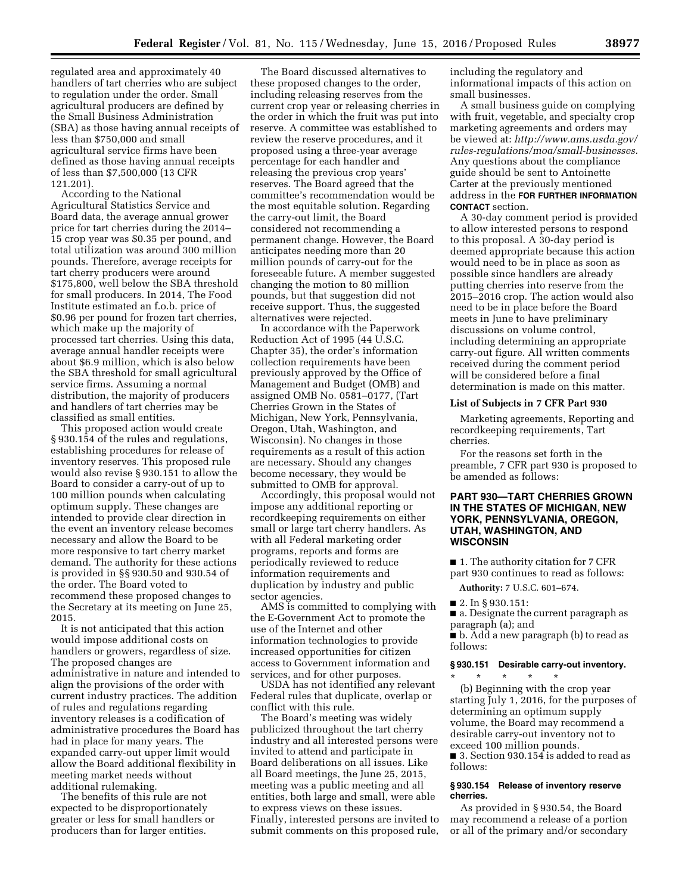regulated area and approximately 40 handlers of tart cherries who are subject to regulation under the order. Small agricultural producers are defined by the Small Business Administration (SBA) as those having annual receipts of less than $750,000 and small agricultural service firms have been defined as those having annual receipts of less than $7,500,000 (13 CFR 121.201).

According to the National Agricultural Statistics Service and Board data, the average annual grower price for tart cherries during the 2014–15 crop year was $0.35 per pound, and total utilization was around 300 million pounds. Therefore, average receipts for tart cherry producers were around $175,800, well below the SBA threshold for small producers. In 2014, The Food Institute estimated an f.o.b. price of $0.96 per pound for frozen tart cherries, which make up the majority of processed tart cherries. Using this data, average annual handler receipts were about $6.9 million, which is also below the SBA threshold for small agricultural service firms. Assuming a normal distribution, the majority of producers and handlers of tart cherries may be classified as small entities.

This proposed action would create § 930.154 of the rules and regulations, establishing procedures for release of inventory reserves. This proposed rule would also revise § 930.151 to allow the Board to consider a carry-out of up to 100 million pounds when calculating optimum supply. These changes are intended to provide clear direction in the event an inventory release becomes necessary and allow the Board to be more responsive to tart cherry market demand. The authority for these actions is provided in §§ 930.50 and 930.54 of the order. The Board voted to recommend these proposed changes to the Secretary at its meeting on June 25, 2015.

It is not anticipated that this action would impose additional costs on handlers or growers, regardless of size. The proposed changes are administrative in nature and intended to align the provisions of the order with current industry practices. The addition of rules and regulations regarding inventory releases is a codification of administrative procedures the Board has had in place for many years. The expanded carry-out upper limit would allow the Board additional flexibility in meeting market needs without additional rulemaking.

The benefits of this rule are not expected to be disproportionately greater or less for small handlers or producers than for larger entities.

The Board discussed alternatives to these proposed changes to the order, including releasing reserves from the current crop year or releasing cherries in the order in which the fruit was put into reserve. A committee was established to review the reserve procedures, and it proposed using a three-year average percentage for each handler and releasing the previous crop years' reserves. The Board agreed that the committee's recommendation would be the most equitable solution. Regarding the carry-out limit, the Board considered not recommending a permanent change. However, the Board anticipates needing more than 20 million pounds of carry-out for the foreseeable future. A member suggested changing the motion to 80 million pounds, but that suggestion did not receive support. Thus, the suggested alternatives were rejected.

In accordance with the Paperwork Reduction Act of 1995 (44 U.S.C. Chapter 35), the order's information collection requirements have been previously approved by the Office of Management and Budget (OMB) and assigned OMB No. 0581–0177, (Tart Cherries Grown in the States of Michigan, New York, Pennsylvania, Oregon, Utah, Washington, and Wisconsin). No changes in those requirements as a result of this action are necessary. Should any changes become necessary, they would be submitted to OMB for approval.

Accordingly, this proposal would not impose any additional reporting or recordkeeping requirements on either small or large tart cherry handlers. As with all Federal marketing order programs, reports and forms are periodically reviewed to reduce information requirements and duplication by industry and public sector agencies.

AMS is committed to complying with the E-Government Act to promote the use of the Internet and other information technologies to provide increased opportunities for citizen access to Government information and services, and for other purposes.

USDA has not identified any relevant Federal rules that duplicate, overlap or conflict with this rule.

The Board's meeting was widely publicized throughout the tart cherry industry and all interested persons were invited to attend and participate in Board deliberations on all issues. Like all Board meetings, the June 25, 2015, meeting was a public meeting and all entities, both large and small, were able to express views on these issues. Finally, interested persons are invited to submit comments on this proposed rule, including the regulatory and informational impacts of this action on small businesses.

A small business guide on complying with fruit, vegetable, and specialty crop marketing agreements and orders may be viewed at: *http://www.ams.usda.gov/rules-regulations/moa/small-businesses.* Any questions about the compliance guide should be sent to Antoinette Carter at the previously mentioned address in the **FOR FURTHER INFORMATION CONTACT** section.

A 30-day comment period is provided to allow interested persons to respond to this proposal. A 30-day period is deemed appropriate because this action would need to be in place as soon as possible since handlers are already putting cherries into reserve from the 2015–2016 crop. The action would also need to be in place before the Board meets in June to have preliminary discussions on volume control, including determining an appropriate carry-out figure. All written comments received during the comment period will be considered before a final determination is made on this matter.

### List of Subjects in 7 CFR Part 930

Marketing agreements, Reporting and recordkeeping requirements, Tart cherries.

For the reasons set forth in the preamble, 7 CFR part 930 is proposed to be amended as follows:

## PART 930—TART CHERRIES GROWN IN THE STATES OF MICHIGAN, NEW YORK, PENNSYLVANIA, OREGON, UTAH, WASHINGTON, AND WISCONSIN

■ 1. The authority citation for 7 CFR part 930 continues to read as follows:

**Authority:** 7 U.S.C. 601–674.

■ 2. In § 930.151:

■ a. Designate the current paragraph as paragraph (a); and

■ b. Add a new paragraph (b) to read as follows:

### § 930.151 Desirable carry-out inventory.

\* \* \* \* \*

(b) Beginning with the crop year starting July 1, 2016, for the purposes of determining an optimum supply volume, the Board may recommend a desirable carry-out inventory not to exceed 100 million pounds.

■ 3. Section 930.154 is added to read as follows:

### § 930.154 Release of inventory reserve cherries.

As provided in § 930.54, the Board may recommend a release of a portion or all of the primary and/or secondary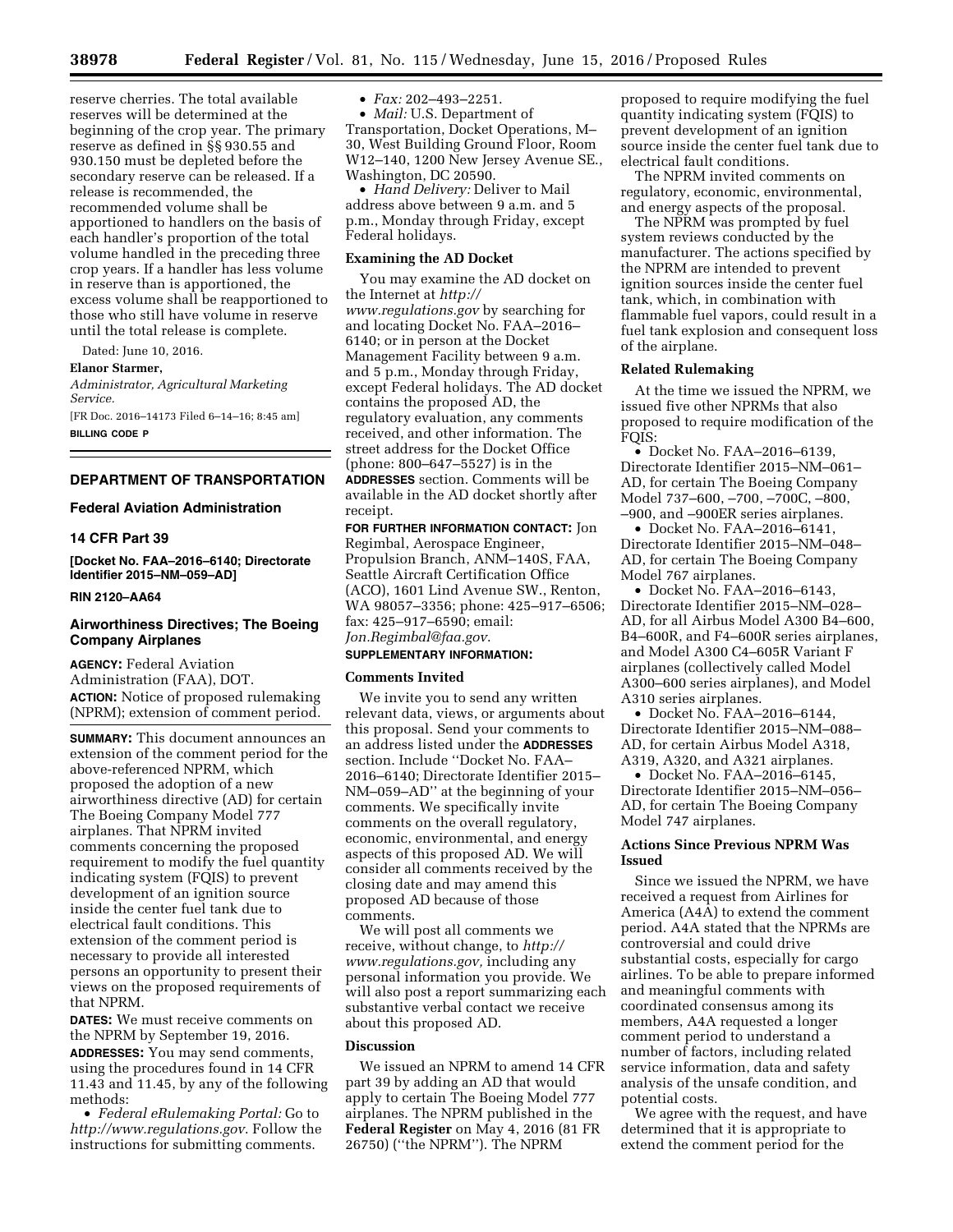reserve cherries. The total available reserves will be determined at the beginning of the crop year. The primary reserve as defined in §§ 930.55 and 930.150 must be depleted before the secondary reserve can be released. If a release is recommended, the recommended volume shall be apportioned to handlers on the basis of each handler's proportion of the total volume handled in the preceding three crop years. If a handler has less volume in reserve than is apportioned, the excess volume shall be reapportioned to those who still have volume in reserve until the total release is complete.

Dated: June 10, 2016.

**Elanor Starmer,**

*Administrator, Agricultural Marketing Service.*

[FR Doc. 2016–14173 Filed 6–14–16; 8:45 am]

**BILLING CODE P**

---

## DEPARTMENT OF TRANSPORTATION

### Federal Aviation Administration

### 14 CFR Part 39

**[Docket No. FAA–2016–6140; Directorate Identifier 2015–NM–059–AD]**

**RIN 2120–AA64**

## Airworthiness Directives; The Boeing Company Airplanes

**AGENCY:** Federal Aviation Administration (FAA), DOT.

**ACTION:** Notice of proposed rulemaking (NPRM); extension of comment period.

**SUMMARY:** This document announces an extension of the comment period for the above-referenced NPRM, which proposed the adoption of a new airworthiness directive (AD) for certain The Boeing Company Model 777 airplanes. That NPRM invited comments concerning the proposed requirement to modify the fuel quantity indicating system (FQIS) to prevent development of an ignition source inside the center fuel tank due to electrical fault conditions. This extension of the comment period is necessary to provide all interested persons an opportunity to present their views on the proposed requirements of that NPRM.

**DATES:** We must receive comments on the NPRM by September 19, 2016.

**ADDRESSES:** You may send comments, using the procedures found in 14 CFR 11.43 and 11.45, by any of the following methods:

- *Federal eRulemaking Portal:* Go to *http://www.regulations.gov*. Follow the instructions for submitting comments.
- *Fax:* 202–493–2251.
- *Mail:* U.S. Department of Transportation, Docket Operations, M–30, West Building Ground Floor, Room W12–140, 1200 New Jersey Avenue SE., Washington, DC 20590.
- *Hand Delivery:* Deliver to Mail address above between 9 a.m. and 5 p.m., Monday through Friday, except Federal holidays.

### Examining the AD Docket

You may examine the AD docket on the Internet at *http://www.regulations.gov* by searching for and locating Docket No. FAA–2016–6140; or in person at the Docket Management Facility between 9 a.m. and 5 p.m., Monday through Friday, except Federal holidays. The AD docket contains the proposed AD, the regulatory evaluation, any comments received, and other information. The street address for the Docket Office (phone: 800–647–5527) is in the **ADDRESSES** section. Comments will be available in the AD docket shortly after receipt.

**FOR FURTHER INFORMATION CONTACT:** Jon Regimbal, Aerospace Engineer, Propulsion Branch, ANM–140S, FAA, Seattle Aircraft Certification Office (ACO), 1601 Lind Avenue SW., Renton, WA 98057–3356; phone: 425–917–6506; fax: 425–917–6590; email: *Jon.Regimbal@faa.gov*.

**SUPPLEMENTARY INFORMATION:**

### Comments Invited

We invite you to send any written relevant data, views, or arguments about this proposal. Send your comments to an address listed under the **ADDRESSES** section. Include "Docket No. FAA–2016–6140; Directorate Identifier 2015–NM–059–AD" at the beginning of your comments. We specifically invite comments on the overall regulatory, economic, environmental, and energy aspects of this proposed AD. We will consider all comments received by the closing date and may amend this proposed AD because of those comments.

We will post all comments we receive, without change, to *http://www.regulations.gov,* including any personal information you provide. We will also post a report summarizing each substantive verbal contact we receive about this proposed AD.

### Discussion

We issued an NPRM to amend 14 CFR part 39 by adding an AD that would apply to certain The Boeing Model 777 airplanes. The NPRM published in the **Federal Register** on May 4, 2016 (81 FR 26750) ("the NPRM"). The NPRM proposed to require modifying the fuel quantity indicating system (FQIS) to prevent development of an ignition source inside the center fuel tank due to electrical fault conditions.

The NPRM invited comments on regulatory, economic, environmental, and energy aspects of the proposal.

The NPRM was prompted by fuel system reviews conducted by the manufacturer. The actions specified by the NPRM are intended to prevent ignition sources inside the center fuel tank, which, in combination with flammable fuel vapors, could result in a fuel tank explosion and consequent loss of the airplane.

### Related Rulemaking

At the time we issued the NPRM, we issued five other NPRMs that also proposed to require modification of the FQIS:

- Docket No. FAA–2016–6139, Directorate Identifier 2015–NM–061–AD, for certain The Boeing Company Model 737–600, –700, –700C, –800, –900, and –900ER series airplanes.
- Docket No. FAA–2016–6141, Directorate Identifier 2015–NM–048–AD, for certain The Boeing Company Model 767 airplanes.
- Docket No. FAA–2016–6143, Directorate Identifier 2015–NM–028–AD, for all Airbus Model A300 B4–600, B4–600R, and F4–600R series airplanes, and Model A300 C4–605R Variant F airplanes (collectively called Model A300–600 series airplanes), and Model A310 series airplanes.
- Docket No. FAA–2016–6144, Directorate Identifier 2015–NM–088–AD, for certain Airbus Model A318, A319, A320, and A321 airplanes.
- Docket No. FAA–2016–6145, Directorate Identifier 2015–NM–056–AD, for certain The Boeing Company Model 747 airplanes.

### Actions Since Previous NPRM Was Issued

Since we issued the NPRM, we have received a request from Airlines for America (A4A) to extend the comment period. A4A stated that the NPRMs are controversial and could drive substantial costs, especially for cargo airlines. To be able to prepare informed and meaningful comments with coordinated consensus among its members, A4A requested a longer comment period to understand a number of factors, including related service information, data and safety analysis of the unsafe condition, and potential costs.

We agree with the request, and have determined that it is appropriate to extend the comment period for the